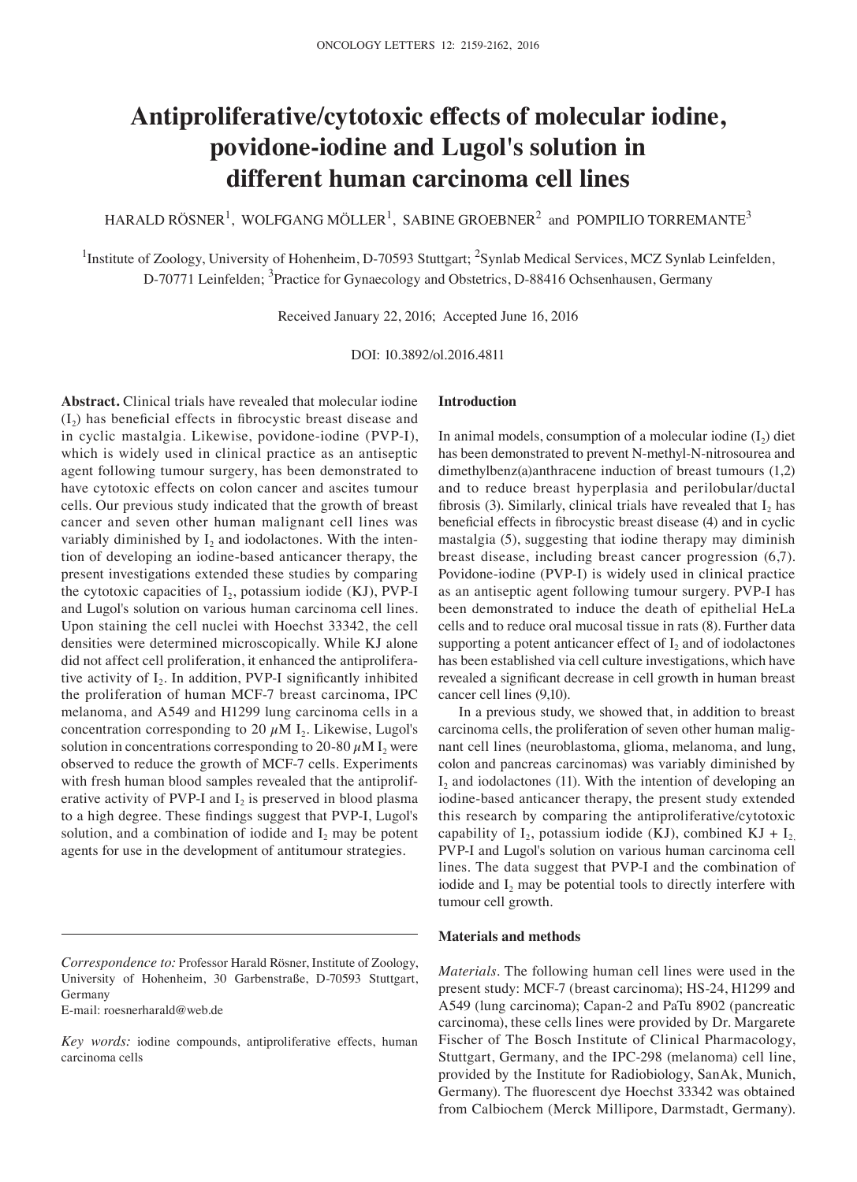# Antiproliferative/cytotoxic effects of molecular iodine, povidone-iodine and Lugol's solution in different human carcinoma cell lines

HARALD RÖSNER[1], WOLFGANG MÖLLER[1], SABINE GROEBNER[2] and POMPILIO TORREMANTE[3]

[1]Institute of Zoology, University of Hohenheim, D-70593 Stuttgart; [2]Synlab Medical Services, MCZ Synlab Leinfelden, D-70771 Leinfelden; [3]Practice for Gynaecology and Obstetrics, D-88416 Ochsenhausen, Germany

Received January 22, 2016; Accepted June 16, 2016

DOI: 10.3892/ol.2016.4811

**Abstract.** Clinical trials have revealed that molecular iodine ($I_2$) has beneficial effects in fibrocystic breast disease and in cyclic mastalgia. Likewise, povidone-iodine (PVP-I), which is widely used in clinical practice as an antiseptic agent following tumour surgery, has been demonstrated to have cytotoxic effects on colon cancer and ascites tumour cells. Our previous study indicated that the growth of breast cancer and seven other human malignant cell lines was variably diminished by $I_2$ and iodolactones. With the intention of developing an iodine-based anticancer therapy, the present investigations extended these studies by comparing the cytotoxic capacities of $I_2$, potassium iodide (KJ), PVP-I and Lugol's solution on various human carcinoma cell lines. Upon staining the cell nuclei with Hoechst 33342, the cell densities were determined microscopically. While KJ alone did not affect cell proliferation, it enhanced the antiproliferative activity of $I_2$. In addition, PVP-I significantly inhibited the proliferation of human MCF-7 breast carcinoma, IPC melanoma, and A549 and H1299 lung carcinoma cells in a concentration corresponding to 20 $\mu$M $I_2$. Likewise, Lugol's solution in concentrations corresponding to 20-80 $\mu$M $I_2$ were observed to reduce the growth of MCF-7 cells. Experiments with fresh human blood samples revealed that the antiproliferative activity of PVP-I and $I_2$ is preserved in blood plasma to a high degree. These findings suggest that PVP-I, Lugol's solution, and a combination of iodide and $I_2$ may be potent agents for use in the development of antitumour strategies.

*Correspondence to:* Professor Harald Rösner, Institute of Zoology, University of Hohenheim, 30 Garbenstraße, D-70593 Stuttgart, Germany
E-mail: roesnerharald@web.de

*Key words:* iodine compounds, antiproliferative effects, human carcinoma cells

## Introduction

In animal models, consumption of a molecular iodine ($I_2$) diet has been demonstrated to prevent N-methyl-N-nitrosourea and dimethylbenz(a)anthracene induction of breast tumours (1,2) and to reduce breast hyperplasia and perilobular/ductal fibrosis (3). Similarly, clinical trials have revealed that $I_2$ has beneficial effects in fibrocystic breast disease (4) and in cyclic mastalgia (5), suggesting that iodine therapy may diminish breast disease, including breast cancer progression (6,7). Povidone-iodine (PVP-I) is widely used in clinical practice as an antiseptic agent following tumour surgery. PVP-I has been demonstrated to induce the death of epithelial HeLa cells and to reduce oral mucosal tissue in rats (8). Further data supporting a potent anticancer effect of $I_2$ and of iodolactones has been established via cell culture investigations, which have revealed a significant decrease in cell growth in human breast cancer cell lines (9,10).

In a previous study, we showed that, in addition to breast carcinoma cells, the proliferation of seven other human malignant cell lines (neuroblastoma, glioma, melanoma, and lung, colon and pancreas carcinomas) was variably diminished by $I_2$ and iodolactones (11). With the intention of developing an iodine-based anticancer therapy, the present study extended this research by comparing the antiproliferative/cytotoxic capability of $I_2$, potassium iodide (KJ), combined KJ + $I_2$, PVP-I and Lugol's solution on various human carcinoma cell lines. The data suggest that PVP-I and the combination of iodide and $I_2$ may be potential tools to directly interfere with tumour cell growth.

## Materials and methods

*Materials.* The following human cell lines were used in the present study: MCF-7 (breast carcinoma); HS-24, H1299 and A549 (lung carcinoma); Capan-2 and PaTu 8902 (pancreatic carcinoma), these cells lines were provided by Dr. Margarete Fischer of The Bosch Institute of Clinical Pharmacology, Stuttgart, Germany, and the IPC-298 (melanoma) cell line, provided by the Institute for Radiobiology, SanAk, Munich, Germany). The fluorescent dye Hoechst 33342 was obtained from Calbiochem (Merck Millipore, Darmstadt, Germany).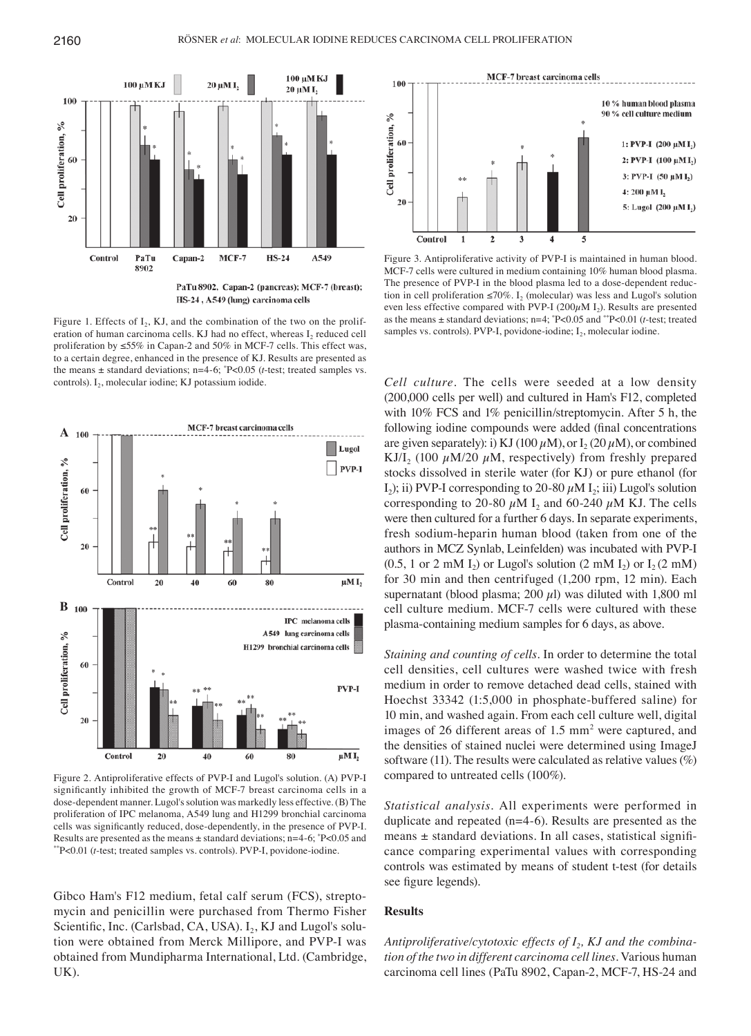Figure 1. Effects of $I_2$, KJ, and the combination of the two on the proliferation of human carcinoma cells. KJ had no effect, whereas $I_2$ reduced cell proliferation by ≤55% in Capan-2 and 50% in MCF-7 cells. This effect was, to a certain degree, enhanced in the presence of KJ. Results are presented as the means ± standard deviations; n=4-6; *P<0.05 (*t*-test; treated samples vs. controls). $I_2$, molecular iodine; KJ potassium iodide.

Figure 2. Antiproliferative effects of PVP-I and Lugol's solution. (A) PVP-I significantly inhibited the growth of MCF-7 breast carcinoma cells in a dose-dependent manner. Lugol's solution was markedly less effective. (B) The proliferation of IPC melanoma, A549 lung and H1299 bronchial carcinoma cells was significantly reduced, dose-dependently, in the presence of PVP-I. Results are presented as the means ± standard deviations; n=4-6; *P<0.05 and **P<0.01 (*t*-test; treated samples vs. controls). PVP-I, povidone-iodine.

Gibco Ham's F12 medium, fetal calf serum (FCS), streptomycin and penicillin were purchased from Thermo Fisher Scientific, Inc. (Carlsbad, CA, USA). $I_2$, KJ and Lugol's solution were obtained from Merck Millipore, and PVP-I was obtained from Mundipharma International, Ltd. (Cambridge, UK).

Figure 3. Antiproliferative activity of PVP-I is maintained in human blood. MCF-7 cells were cultured in medium containing 10% human blood plasma. The presence of PVP-I in the blood plasma led to a dose-dependent reduction in cell proliferation ≤70%. $I_2$ (molecular) was less and Lugol's solution even less effective compared with PVP-I (200 $\mu$M $I_2$). Results are presented as the means ± standard deviations; n=4; *P<0.05 and **P<0.01 (*t*-test; treated samples vs. controls). PVP-I, povidone-iodine; $I_2$, molecular iodine.

*Cell culture*. The cells were seeded at a low density (200,000 cells per well) and cultured in Ham's F12, completed with 10% FCS and 1% penicillin/streptomycin. After 5 h, the following iodine compounds were added (final concentrations are given separately): i) KJ (100 $\mu$M), or $I_2$ (20 $\mu$M), or combined KJ/$I_2$ (100 $\mu$M/20 $\mu$M, respectively) from freshly prepared stocks dissolved in sterile water (for KJ) or pure ethanol (for $I_2$); ii) PVP-I corresponding to 20-80 $\mu$M $I_2$; iii) Lugol's solution corresponding to 20-80 $\mu$M $I_2$ and 60-240 $\mu$M KJ. The cells were then cultured for a further 6 days. In separate experiments, fresh sodium-heparin human blood (taken from one of the authors in MCZ Synlab, Leinfelden) was incubated with PVP-I (0.5, 1 or 2 mM $I_2$) or Lugol's solution (2 mM $I_2$) or $I_2$ (2 mM) for 30 min and then centrifuged (1,200 rpm, 12 min). Each supernatant (blood plasma; 200 $\mu$l) was diluted with 1,800 ml cell culture medium. MCF-7 cells were cultured with these plasma-containing medium samples for 6 days, as above.

*Staining and counting of cells*. In order to determine the total cell densities, cell cultures were washed twice with fresh medium in order to remove detached dead cells, stained with Hoechst 33342 (1:5,000 in phosphate-buffered saline) for 10 min, and washed again. From each cell culture well, digital images of 26 different areas of 1.5 $mm^2$ were captured, and the densities of stained nuclei were determined using ImageJ software (11). The results were calculated as relative values (%) compared to untreated cells (100%).

*Statistical analysis*. All experiments were performed in duplicate and repeated (n=4-6). Results are presented as the means ± standard deviations. In all cases, statistical significance comparing experimental values with corresponding controls was estimated by means of student t-test (for details see figure legends).

## Results

*Antiproliferative/cytotoxic effects of $I_2$, KJ and the combination of the two in different carcinoma cell lines*. Various human carcinoma cell lines (PaTu 8902, Capan-2, MCF-7, HS-24 and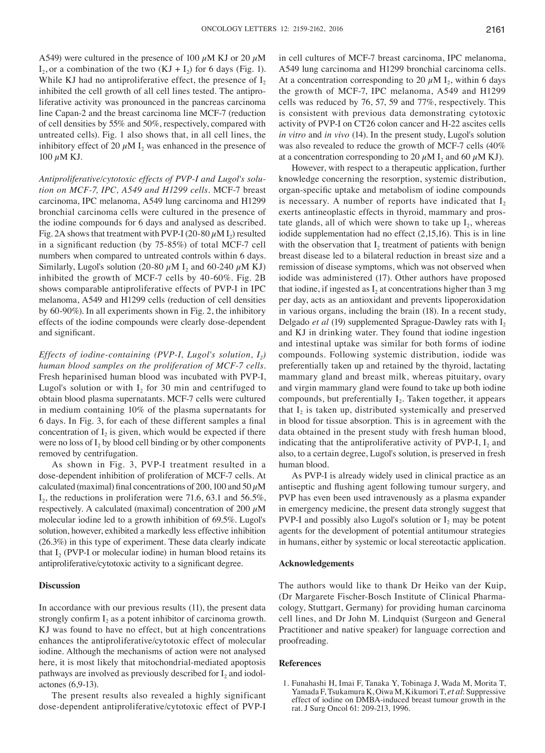A549) were cultured in the presence of 100 $\mu$M KJ or 20 $\mu$M $I_2$, or a combination of the two (KJ + $I_2$) for 6 days (Fig. 1). While KJ had no antiproliferative effect, the presence of $I_2$ inhibited the cell growth of all cell lines tested. The antiproliferative activity was pronounced in the pancreas carcinoma line Capan-2 and the breast carcinoma line MCF-7 (reduction of cell densities by 55% and 50%, respectively, compared with untreated cells). Fig. 1 also shows that, in all cell lines, the inhibitory effect of 20 $\mu$M $I_2$ was enhanced in the presence of 100 $\mu$M KJ.

*Antiproliferative/cytotoxic effects of PVP-I and Lugol's solution on MCF-7, IPC, A549 and H1299 cells.* MCF-7 breast carcinoma, IPC melanoma, A549 lung carcinoma and H1299 bronchial carcinoma cells were cultured in the presence of the iodine compounds for 6 days and analysed as described. Fig. 2A shows that treatment with PVP-I (20-80 $\mu$M $I_2$) resulted in a significant reduction (by 75-85%) of total MCF-7 cell numbers when compared to untreated controls within 6 days. Similarly, Lugol's solution (20-80 $\mu$M $I_2$ and 60-240 $\mu$M KJ) inhibited the growth of MCF-7 cells by 40-60%. Fig. 2B shows comparable antiproliferative effects of PVP-I in IPC melanoma, A549 and H1299 cells (reduction of cell densities by 60-90%). In all experiments shown in Fig. 2, the inhibitory effects of the iodine compounds were clearly dose-dependent and significant.

*Effects of iodine-containing (PVP-I, Lugol's solution, $I_2$) human blood samples on the proliferation of MCF-7 cells.* Fresh heparinised human blood was incubated with PVP-I, Lugol's solution or with $I_2$ for 30 min and centrifuged to obtain blood plasma supernatants. MCF-7 cells were cultured in medium containing 10% of the plasma supernatants for 6 days. In Fig. 3, for each of these different samples a final concentration of $I_2$ is given, which would be expected if there were no loss of $I_2$ by blood cell binding or by other components removed by centrifugation.

As shown in Fig. 3, PVP-I treatment resulted in a dose-dependent inhibition of proliferation of MCF-7 cells. At calculated (maximal) final concentrations of 200, 100 and 50 $\mu$M $I_2$, the reductions in proliferation were 71.6, 63.1 and 56.5%, respectively. A calculated (maximal) concentration of 200 $\mu$M molecular iodine led to a growth inhibition of 69.5%. Lugol's solution, however, exhibited a markedly less effective inhibition (26.3%) in this type of experiment. These data clearly indicate that $I_2$ (PVP-I or molecular iodine) in human blood retains its antiproliferative/cytotoxic activity to a significant degree.

## Discussion

In accordance with our previous results (11), the present data strongly confirm $I_2$ as a potent inhibitor of carcinoma growth. KJ was found to have no effect, but at high concentrations enhances the antiproliferative/cytotoxic effect of molecular iodine. Although the mechanisms of action were not analysed here, it is most likely that mitochondrial-mediated apoptosis pathways are involved as previously described for $I_2$ and iodolactones (6,9-13).

The present results also revealed a highly significant dose-dependent antiproliferative/cytotoxic effect of PVP-I in cell cultures of MCF-7 breast carcinoma, IPC melanoma, A549 lung carcinoma and H1299 bronchial carcinoma cells. At a concentration corresponding to 20 $\mu$M $I_2$, within 6 days the growth of MCF-7, IPC melanoma, A549 and H1299 cells was reduced by 76, 57, 59 and 77%, respectively. This is consistent with previous data demonstrating cytotoxic activity of PVP-I on CT26 colon cancer and H-22 ascites cells *in vitro* and *in vivo* (14). In the present study, Lugol's solution was also revealed to reduce the growth of MCF-7 cells (40% at a concentration corresponding to 20 $\mu$M $I_2$ and 60 $\mu$M KJ).

However, with respect to a therapeutic application, further knowledge concerning the resorption, systemic distribution, organ-specific uptake and metabolism of iodine compounds is necessary. A number of reports have indicated that $I_2$ exerts antineoplastic effects in thyroid, mammary and prostate glands, all of which were shown to take up $I_2$, whereas iodide supplementation had no effect (2,15,16). This is in line with the observation that $I_2$ treatment of patients with benign breast disease led to a bilateral reduction in breast size and a remission of disease symptoms, which was not observed when iodide was administered (17). Other authors have proposed that iodine, if ingested as $I_2$ at concentrations higher than 3 mg per day, acts as an antioxidant and prevents lipoperoxidation in various organs, including the brain (18). In a recent study, Delgado *et al* (19) supplemented Sprague-Dawley rats with $I_2$ and KJ in drinking water. They found that iodine ingestion and intestinal uptake was similar for both forms of iodine compounds. Following systemic distribution, iodide was preferentially taken up and retained by the thyroid, lactating mammary gland and breast milk, whereas pituitary, ovary and virgin mammary gland were found to take up both iodine compounds, but preferentially $I_2$. Taken together, it appears that $I_2$ is taken up, distributed systemically and preserved in blood for tissue absorption. This is in agreement with the data obtained in the present study with fresh human blood, indicating that the antiproliferative activity of PVP-I, $I_2$ and also, to a certain degree, Lugol's solution, is preserved in fresh human blood.

As PVP-I is already widely used in clinical practice as an antiseptic and flushing agent following tumour surgery, and PVP has even been used intravenously as a plasma expander in emergency medicine, the present data strongly suggest that PVP-I and possibly also Lugol's solution or $I_2$ may be potent agents for the development of potential antitumour strategies in humans, either by systemic or local stereotactic application.

## Acknowledgements

The authors would like to thank Dr Heiko van der Kuip, (Dr Margarete Fischer-Bosch Institute of Clinical Pharmacology, Stuttgart, Germany) for providing human carcinoma cell lines, and Dr John M. Lindquist (Surgeon and General Practitioner and native speaker) for language correction and proofreading.

## References

1. Funahashi H, Imai F, Tanaka Y, Tobinaga J, Wada M, Morita T, Yamada F, Tsukamura K, Oiwa M, Kikumori T, *et al*: Suppressive effect of iodine on DMBA-induced breast tumour growth in the rat. J Surg Oncol 61: 209-213, 1996.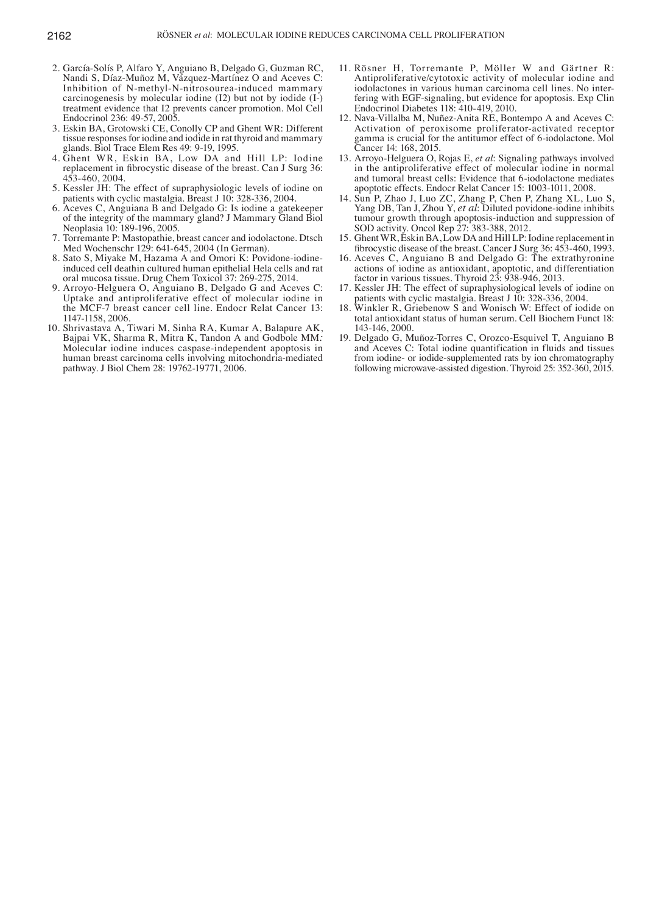2. García-Solís P, Alfaro Y, Anguiano B, Delgado G, Guzman RC, Nandi S, Díaz-Muñoz M, Vázquez-Martínez O and Aceves C: Inhibition of N-methyl-N-nitrosourea-induced mammary carcinogenesis by molecular iodine (I2) but not by iodide (I-) treatment evidence that I2 prevents cancer promotion. Mol Cell Endocrinol 236: 49-57, 2005.
3. Eskin BA, Grotowski CE, Conolly CP and Ghent WR: Different tissue responses for iodine and iodide in rat thyroid and mammary glands. Biol Trace Elem Res 49: 9-19, 1995.
4. Ghent WR, Eskin BA, Low DA and Hill LP: Iodine replacement in fibrocystic disease of the breast. Can J Surg 36: 453-460, 2004.
5. Kessler JH: The effect of supraphysiologic levels of iodine on patients with cyclic mastalgia. Breast J 10: 328-336, 2004.
6. Aceves C, Anguiana B and Delgado G: Is iodine a gatekeeper of the integrity of the mammary gland? J Mammary Gland Biol Neoplasia 10: 189-196, 2005.
7. Torremante P: Mastopathie, breast cancer and iodolactone. Dtsch Med Wochenschr 129: 641-645, 2004 (In German).
8. Sato S, Miyake M, Hazama A and Omori K: Povidone-iodine-induced cell deathin cultured human epithelial Hela cells and rat oral mucosa tissue. Drug Chem Toxicol 37: 269-275, 2014.
9. Arroyo-Helguera O, Anguiano B, Delgado G and Aceves C: Uptake and antiproliferative effect of molecular iodine in the MCF-7 breast cancer cell line. Endocr Relat Cancer 13: 1147-1158, 2006.
10. Shrivastava A, Tiwari M, Sinha RA, Kumar A, Balapure AK, Bajpai VK, Sharma R, Mitra K, Tandon A and Godbole MM: Molecular iodine induces caspase-independent apoptosis in human breast carcinoma cells involving mitochondria-mediated pathway. J Biol Chem 28: 19762-19771, 2006.
11. Rösner H, Torremante P, Möller W and Gärtner R: Antiproliferative/cytotoxic activity of molecular iodine and iodolactones in various human carcinoma cell lines. No interfering with EGF-signaling, but evidence for apoptosis. Exp Clin Endocrinol Diabetes 118: 410-419, 2010.
12. Nava-Villalba M, Nuñez-Anita RE, Bontempo A and Aceves C: Activation of peroxisome proliferator-activated receptor gamma is crucial for the antitumor effect of 6-iodolactone. Mol Cancer 14: 168, 2015.
13. Arroyo-Helguera O, Rojas E, *et al*: Signaling pathways involved in the antiproliferative effect of molecular iodine in normal and tumoral breast cells: Evidence that 6-iodolactone mediates apoptotic effects. Endocr Relat Cancer 15: 1003-1011, 2008.
14. Sun P, Zhao J, Luo ZC, Zhang P, Chen P, Zhang XL, Luo S, Yang DB, Tan J, Zhou Y, *et al*: Diluted povidone-iodine inhibits tumour growth through apoptosis-induction and suppression of SOD activity. Oncol Rep 27: 383-388, 2012.
15. Ghent WR, Eskin BA, Low DA and Hill LP: Iodine replacement in fibrocystic disease of the breast. Cancer J Surg 36: 453-460, 1993.
16. Aceves C, Anguiano B and Delgado G: The extrathyronine actions of iodine as antioxidant, apoptotic, and differentiation factor in various tissues. Thyroid 23: 938-946, 2013.
17. Kessler JH: The effect of supraphysiological levels of iodine on patients with cyclic mastalgia. Breast J 10: 328-336, 2004.
18. Winkler R, Griebenow S and Wonisch W: Effect of iodide on total antioxidant status of human serum. Cell Biochem Funct 18: 143-146, 2000.
19. Delgado G, Muñoz-Torres C, Orozco-Esquivel T, Anguiano B and Aceves C: Total iodine quantification in fluids and tissues from iodine- or iodide-supplemented rats by ion chromatography following microwave-assisted digestion. Thyroid 25: 352-360, 2015.